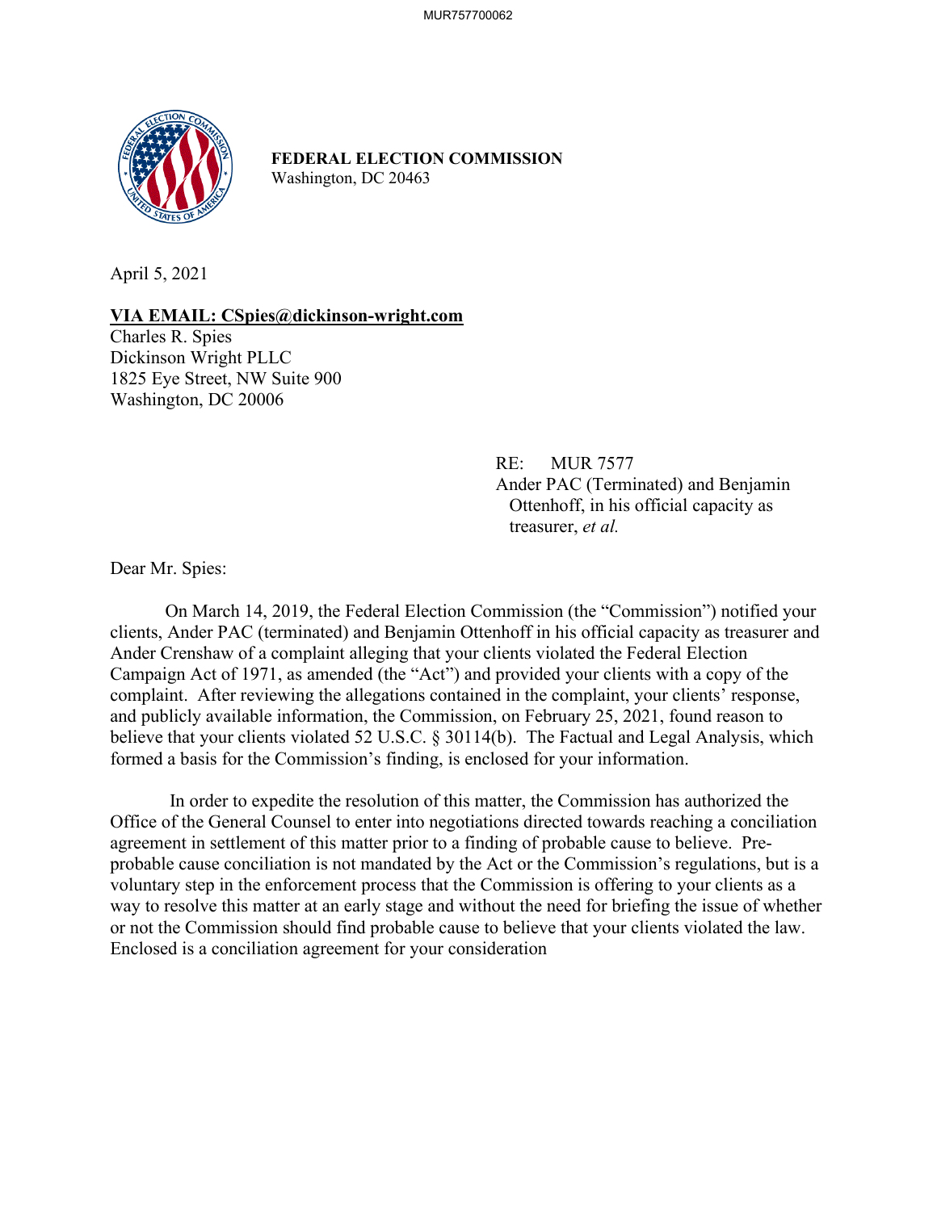**FEDERAL ELECTION COMMISSION**
Washington, DC 20463

April 5, 2021

**VIA EMAIL: CSpies@dickinson-wright.com**
Charles R. Spies
Dickinson Wright PLLC
1825 Eye Street, NW Suite 900
Washington, DC 20006

RE: MUR 7577
Ander PAC (Terminated) and Benjamin Ottenhoff, in his official capacity as treasurer, *et al.*

Dear Mr. Spies:

On March 14, 2019, the Federal Election Commission (the "Commission") notified your clients, Ander PAC (terminated) and Benjamin Ottenhoff in his official capacity as treasurer and Ander Crenshaw of a complaint alleging that your clients violated the Federal Election Campaign Act of 1971, as amended (the "Act") and provided your clients with a copy of the complaint. After reviewing the allegations contained in the complaint, your clients' response, and publicly available information, the Commission, on February 25, 2021, found reason to believe that your clients violated 52 U.S.C. § 30114(b). The Factual and Legal Analysis, which formed a basis for the Commission's finding, is enclosed for your information.

In order to expedite the resolution of this matter, the Commission has authorized the Office of the General Counsel to enter into negotiations directed towards reaching a conciliation agreement in settlement of this matter prior to a finding of probable cause to believe. Pre-probable cause conciliation is not mandated by the Act or the Commission's regulations, but is a voluntary step in the enforcement process that the Commission is offering to your clients as a way to resolve this matter at an early stage and without the need for briefing the issue of whether or not the Commission should find probable cause to believe that your clients violated the law. Enclosed is a conciliation agreement for your consideration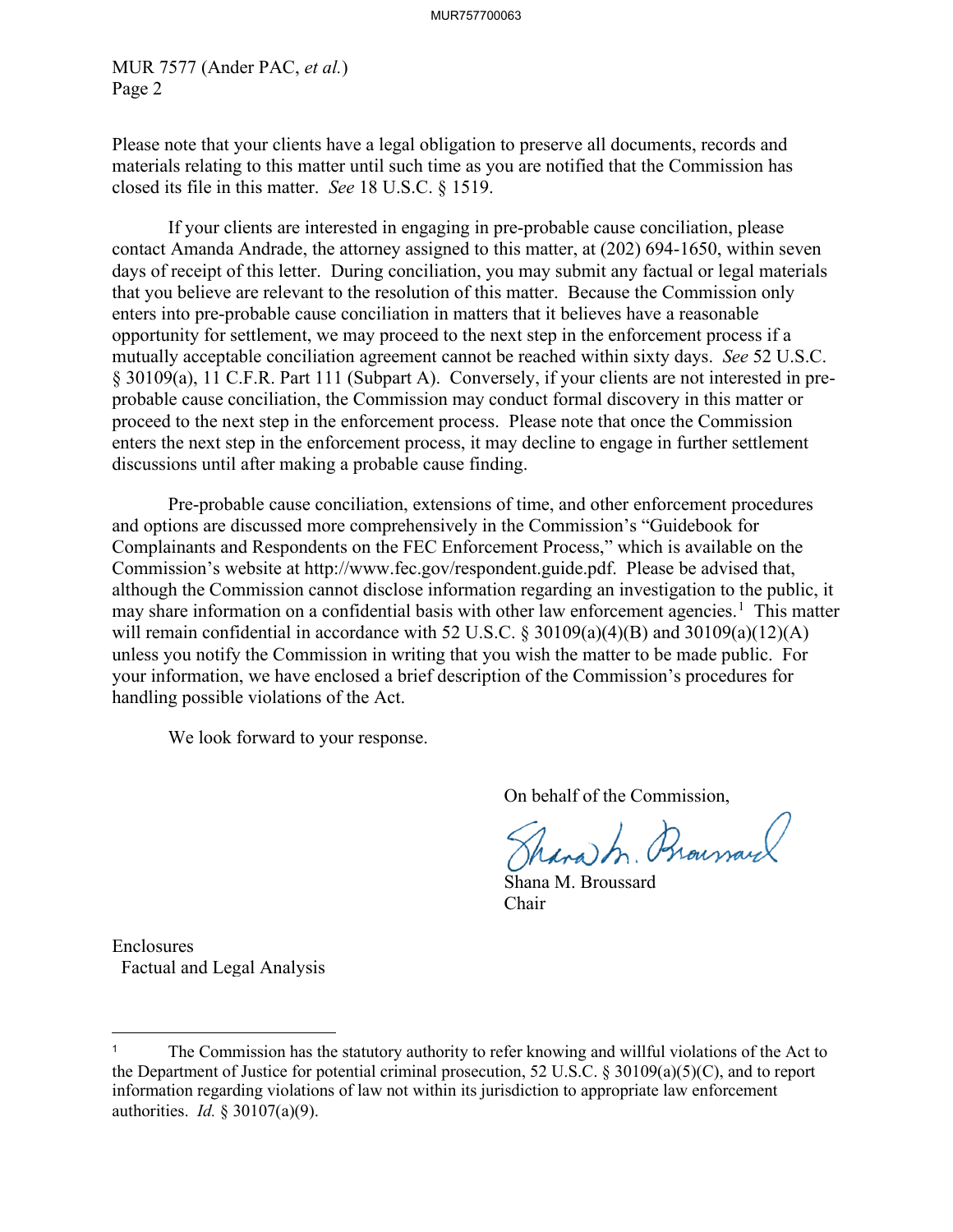MUR 7577 (Ander PAC, *et al.*)
Page 2

Please note that your clients have a legal obligation to preserve all documents, records and materials relating to this matter until such time as you are notified that the Commission has closed its file in this matter. *See* 18 U.S.C. § 1519.

If your clients are interested in engaging in pre-probable cause conciliation, please contact Amanda Andrade, the attorney assigned to this matter, at (202) 694-1650, within seven days of receipt of this letter. During conciliation, you may submit any factual or legal materials that you believe are relevant to the resolution of this matter. Because the Commission only enters into pre-probable cause conciliation in matters that it believes have a reasonable opportunity for settlement, we may proceed to the next step in the enforcement process if a mutually acceptable conciliation agreement cannot be reached within sixty days. *See* 52 U.S.C. § 30109(a), 11 C.F.R. Part 111 (Subpart A). Conversely, if your clients are not interested in pre-probable cause conciliation, the Commission may conduct formal discovery in this matter or proceed to the next step in the enforcement process. Please note that once the Commission enters the next step in the enforcement process, it may decline to engage in further settlement discussions until after making a probable cause finding.

Pre-probable cause conciliation, extensions of time, and other enforcement procedures and options are discussed more comprehensively in the Commission's "Guidebook for Complainants and Respondents on the FEC Enforcement Process," which is available on the Commission's website at http://www.fec.gov/respondent.guide.pdf. Please be advised that, although the Commission cannot disclose information regarding an investigation to the public, it may share information on a confidential basis with other law enforcement agencies.[1] This matter will remain confidential in accordance with 52 U.S.C. § 30109(a)(4)(B) and 30109(a)(12)(A) unless you notify the Commission in writing that you wish the matter to be made public. For your information, we have enclosed a brief description of the Commission's procedures for handling possible violations of the Act.

We look forward to your response.

On behalf of the Commission,

Shana M. Broussard
Chair

Enclosures
Factual and Legal Analysis

---

[1] The Commission has the statutory authority to refer knowing and willful violations of the Act to the Department of Justice for potential criminal prosecution, 52 U.S.C. § 30109(a)(5)(C), and to report information regarding violations of law not within its jurisdiction to appropriate law enforcement authorities. *Id.* § 30107(a)(9).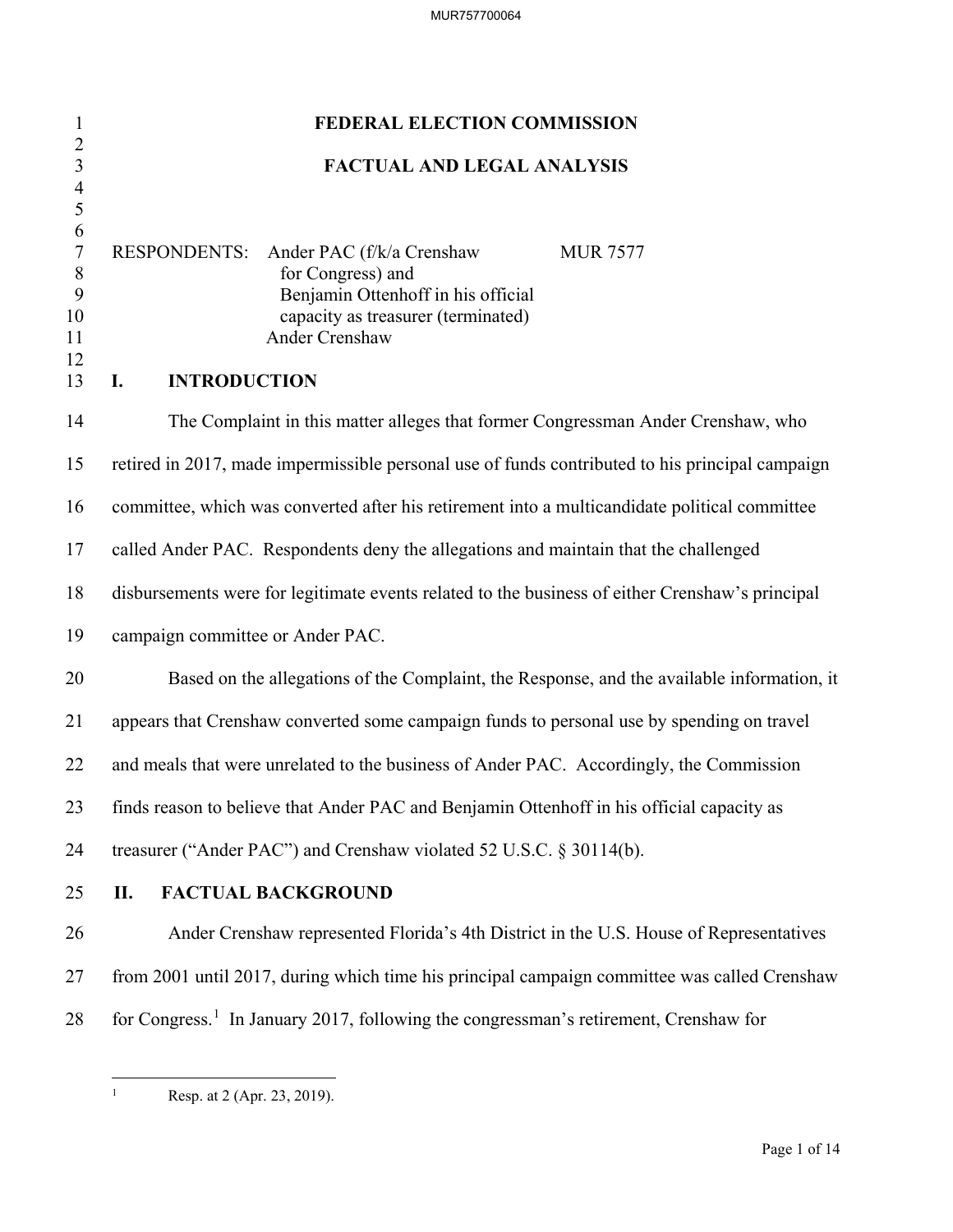# FEDERAL ELECTION COMMISSION

## FACTUAL AND LEGAL ANALYSIS

RESPONDENTS: Ander PAC (f/k/a Crenshaw for Congress) and Benjamin Ottenhoff in his official capacity as treasurer (terminated)
Ander Crenshaw

MUR 7577

## I. INTRODUCTION

The Complaint in this matter alleges that former Congressman Ander Crenshaw, who retired in 2017, made impermissible personal use of funds contributed to his principal campaign committee, which was converted after his retirement into a multicandidate political committee called Ander PAC. Respondents deny the allegations and maintain that the challenged disbursements were for legitimate events related to the business of either Crenshaw's principal campaign committee or Ander PAC.

Based on the allegations of the Complaint, the Response, and the available information, it appears that Crenshaw converted some campaign funds to personal use by spending on travel and meals that were unrelated to the business of Ander PAC. Accordingly, the Commission finds reason to believe that Ander PAC and Benjamin Ottenhoff in his official capacity as treasurer ("Ander PAC") and Crenshaw violated 52 U.S.C. § 30114(b).

## II. FACTUAL BACKGROUND

Ander Crenshaw represented Florida's 4th District in the U.S. House of Representatives from 2001 until 2017, during which time his principal campaign committee was called Crenshaw for Congress.[1] In January 2017, following the congressman's retirement, Crenshaw for

---

[1] Resp. at 2 (Apr. 23, 2019).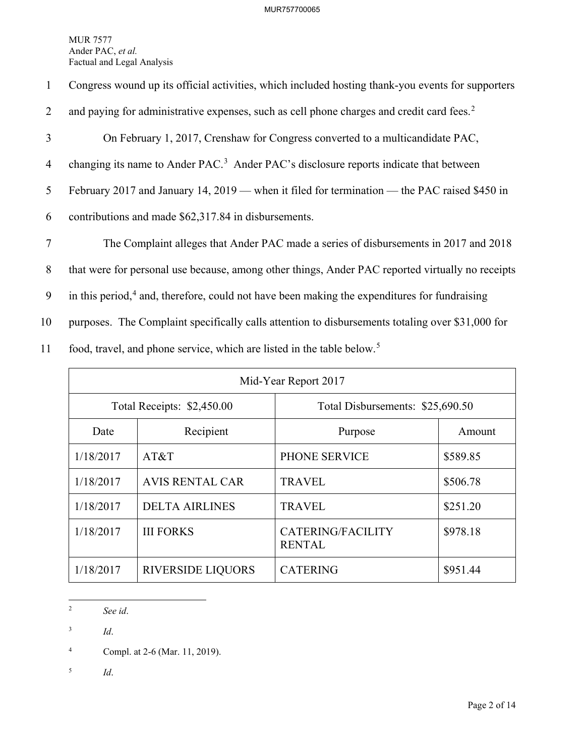Congress wound up its official activities, which included hosting thank-you events for supporters and paying for administrative expenses, such as cell phone charges and credit card fees.[2]

On February 1, 2017, Crenshaw for Congress converted to a multicandidate PAC, changing its name to Ander PAC.[3] Ander PAC's disclosure reports indicate that between February 2017 and January 14, 2019 — when it filed for termination — the PAC raised $450 in contributions and made $62,317.84 in disbursements.

The Complaint alleges that Ander PAC made a series of disbursements in 2017 and 2018 that were for personal use because, among other things, Ander PAC reported virtually no receipts in this period,[4] and, therefore, could not have been making the expenditures for fundraising purposes. The Complaint specifically calls attention to disbursements totaling over $31,000 for food, travel, and phone service, which are listed in the table below.[5]

| Mid-Year Report 2017 | | | |
|---|---|---|---|
| Total Receipts: $2,450.00 | | Total Disbursements: $25,690.50 | |
| Date | Recipient | Purpose | Amount |
| 1/18/2017 | AT&T | PHONE SERVICE | $589.85 |
| 1/18/2017 | AVIS RENTAL CAR | TRAVEL | $506.78 |
| 1/18/2017 | DELTA AIRLINES | TRAVEL | $251.20 |
| 1/18/2017 | III FORKS | CATERING/FACILITY RENTAL | $978.18 |
| 1/18/2017 | RIVERSIDE LIQUORS | CATERING | $951.44 |

[2] *See id*.

[3] *Id*.

[4] Compl. at 2-6 (Mar. 11, 2019).

[5] *Id*.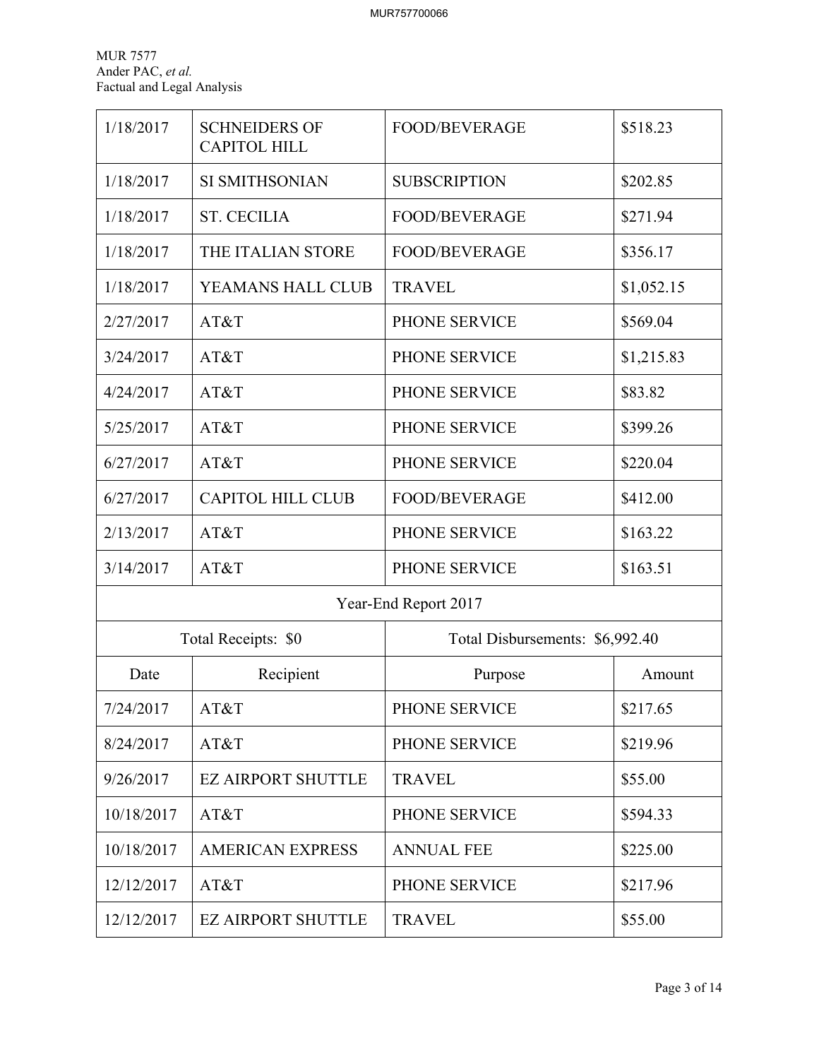| | | | |
|---|---|---|---|
| 1/18/2017 | SCHNEIDERS OF CAPITOL HILL | FOOD/BEVERAGE | $518.23 |
| 1/18/2017 | SI SMITHSONIAN | SUBSCRIPTION | $202.85 |
| 1/18/2017 | ST. CECILIA | FOOD/BEVERAGE | $271.94 |
| 1/18/2017 | THE ITALIAN STORE | FOOD/BEVERAGE | $356.17 |
| 1/18/2017 | YEAMANS HALL CLUB | TRAVEL | $1,052.15 |
| 2/27/2017 | AT&T | PHONE SERVICE | $569.04 |
| 3/24/2017 | AT&T | PHONE SERVICE | $1,215.83 |
| 4/24/2017 | AT&T | PHONE SERVICE | $83.82 |
| 5/25/2017 | AT&T | PHONE SERVICE | $399.26 |
| 6/27/2017 | AT&T | PHONE SERVICE | $220.04 |
| 6/27/2017 | CAPITOL HILL CLUB | FOOD/BEVERAGE | $412.00 |
| 2/13/2017 | AT&T | PHONE SERVICE | $163.22 |
| 3/14/2017 | AT&T | PHONE SERVICE | $163.51 |
| Year-End Report 2017 | | | |
| Total Receipts: $0 | | Total Disbursements: $6,992.40 | |
| Date | Recipient | Purpose | Amount |
| 7/24/2017 | AT&T | PHONE SERVICE | $217.65 |
| 8/24/2017 | AT&T | PHONE SERVICE | $219.96 |
| 9/26/2017 | EZ AIRPORT SHUTTLE | TRAVEL | $55.00 |
| 10/18/2017 | AT&T | PHONE SERVICE | $594.33 |
| 10/18/2017 | AMERICAN EXPRESS | ANNUAL FEE | $225.00 |
| 12/12/2017 | AT&T | PHONE SERVICE | $217.96 |
| 12/12/2017 | EZ AIRPORT SHUTTLE | TRAVEL | $55.00 |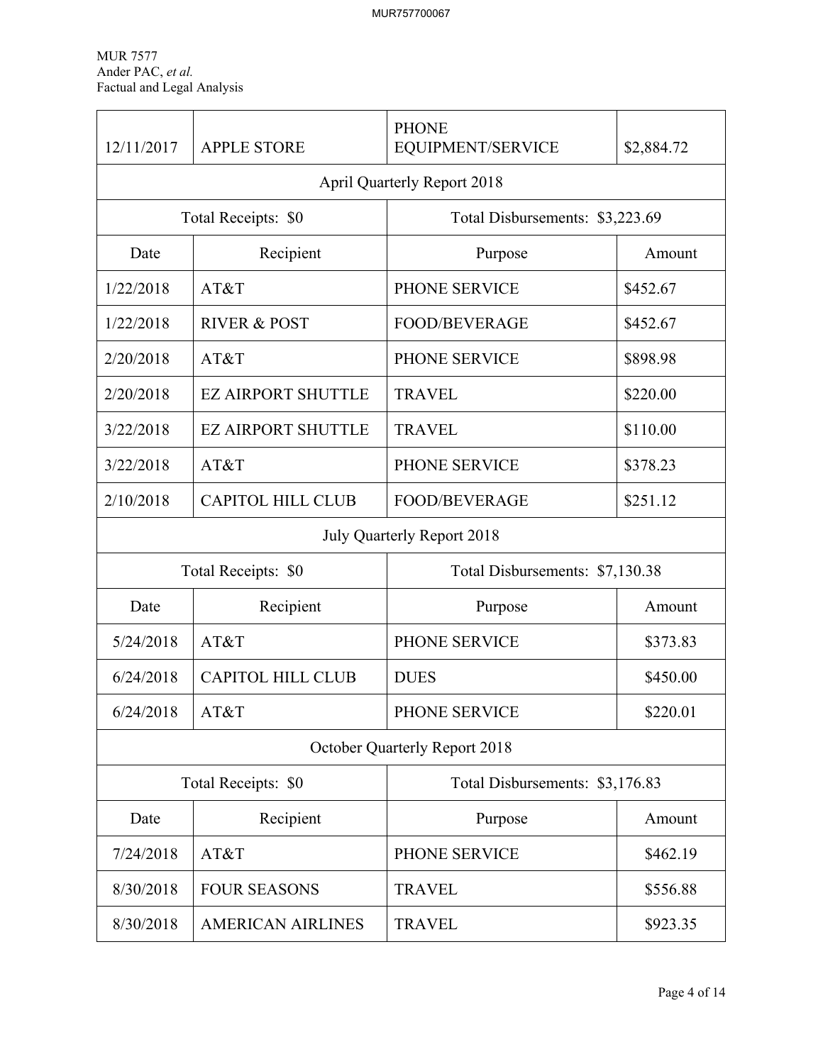| 12/11/2017 | APPLE STORE | PHONE EQUIPMENT/SERVICE | $2,884.72 |
|---|---|---|---|
| April Quarterly Report 2018 | | | |
| Total Receipts: $0 | | Total Disbursements: $3,223.69 | |
| Date | Recipient | Purpose | Amount |
| 1/22/2018 | AT&T | PHONE SERVICE | $452.67 |
| 1/22/2018 | RIVER & POST | FOOD/BEVERAGE | $452.67 |
| 2/20/2018 | AT&T | PHONE SERVICE | $898.98 |
| 2/20/2018 | EZ AIRPORT SHUTTLE | TRAVEL | $220.00 |
| 3/22/2018 | EZ AIRPORT SHUTTLE | TRAVEL | $110.00 |
| 3/22/2018 | AT&T | PHONE SERVICE | $378.23 |
| 2/10/2018 | CAPITOL HILL CLUB | FOOD/BEVERAGE | $251.12 |
| July Quarterly Report 2018 | | | |
| Total Receipts: $0 | | Total Disbursements: $7,130.38 | |
| Date | Recipient | Purpose | Amount |
| 5/24/2018 | AT&T | PHONE SERVICE | $373.83 |
| 6/24/2018 | CAPITOL HILL CLUB | DUES | $450.00 |
| 6/24/2018 | AT&T | PHONE SERVICE | $220.01 |
| October Quarterly Report 2018 | | | |
| Total Receipts: $0 | | Total Disbursements: $3,176.83 | |
| Date | Recipient | Purpose | Amount |
| 7/24/2018 | AT&T | PHONE SERVICE | $462.19 |
| 8/30/2018 | FOUR SEASONS | TRAVEL | $556.88 |
| 8/30/2018 | AMERICAN AIRLINES | TRAVEL | $923.35 |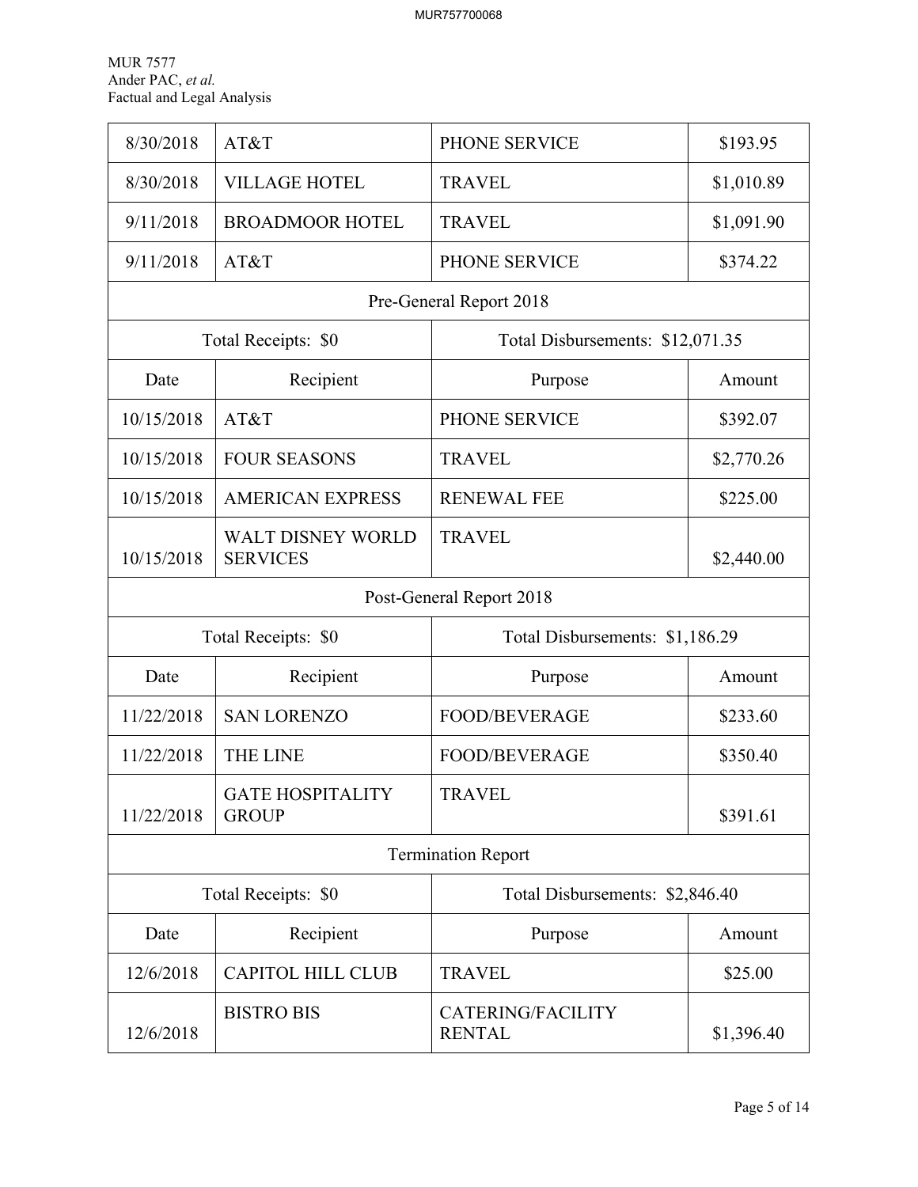| 8/30/2018 | AT&T | PHONE SERVICE | $193.95 |
|---|---|---|---|
| 8/30/2018 | VILLAGE HOTEL | TRAVEL | $1,010.89 |
| 9/11/2018 | BROADMOOR HOTEL | TRAVEL | $1,091.90 |
| 9/11/2018 | AT&T | PHONE SERVICE | $374.22 |
| Pre-General Report 2018 | | | |
| Total Receipts: $0 | | Total Disbursements: $12,071.35 | |
| Date | Recipient | Purpose | Amount |
| 10/15/2018 | AT&T | PHONE SERVICE | $392.07 |
| 10/15/2018 | FOUR SEASONS | TRAVEL | $2,770.26 |
| 10/15/2018 | AMERICAN EXPRESS | RENEWAL FEE | $225.00 |
| 10/15/2018 | WALT DISNEY WORLD SERVICES | TRAVEL | $2,440.00 |
| Post-General Report 2018 | | | |
| Total Receipts: $0 | | Total Disbursements: $1,186.29 | |
| Date | Recipient | Purpose | Amount |
| 11/22/2018 | SAN LORENZO | FOOD/BEVERAGE | $233.60 |
| 11/22/2018 | THE LINE | FOOD/BEVERAGE | $350.40 |
| 11/22/2018 | GATE HOSPITALITY GROUP | TRAVEL | $391.61 |
| Termination Report | | | |
| Total Receipts: $0 | | Total Disbursements: $2,846.40 | |
| Date | Recipient | Purpose | Amount |
| 12/6/2018 | CAPITOL HILL CLUB | TRAVEL | $25.00 |
| 12/6/2018 | BISTRO BIS | CATERING/FACILITY RENTAL | $1,396.40 |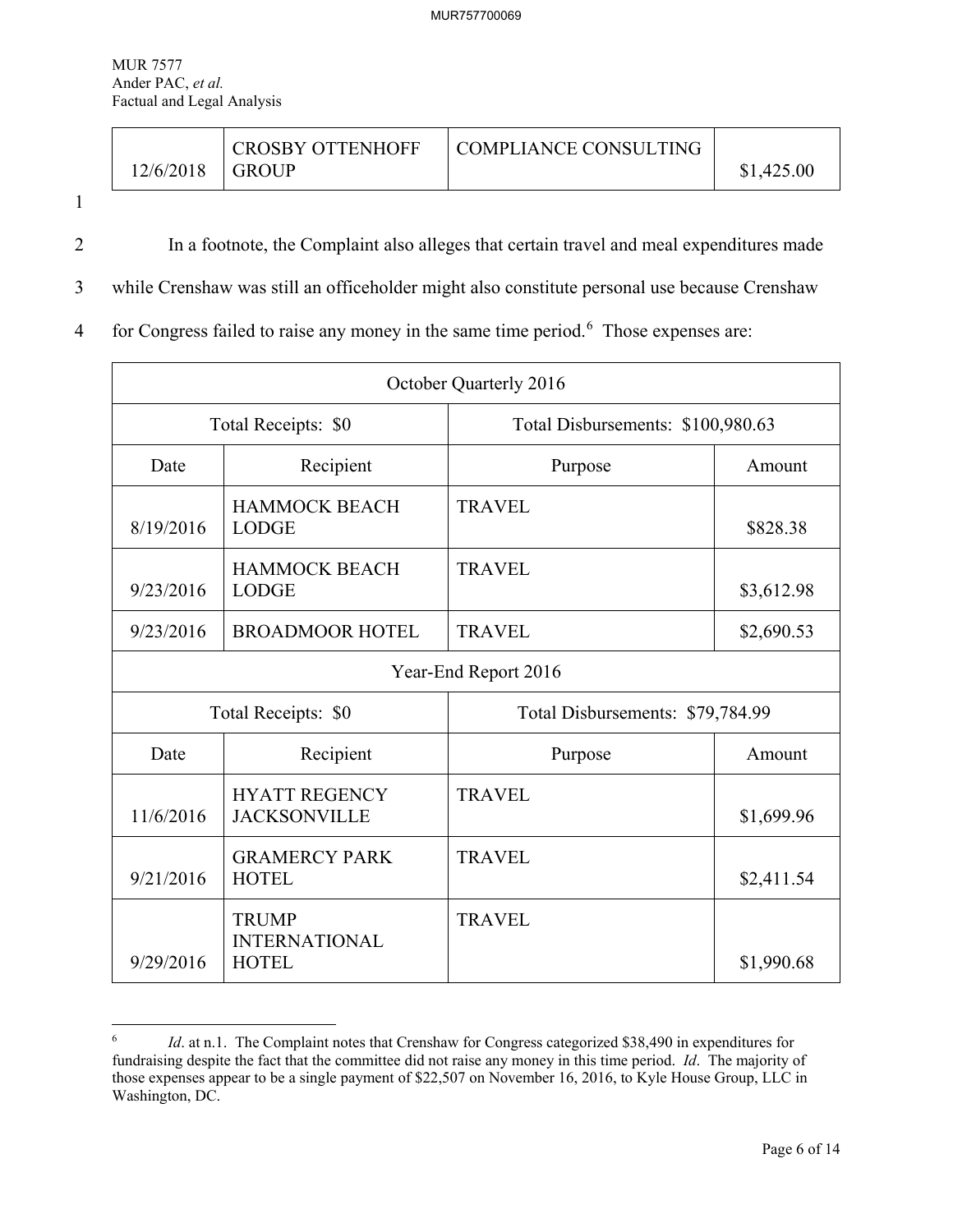| 12/6/2018 | CROSBY OTTENHOFF GROUP | COMPLIANCE CONSULTING | $1,425.00 |
|---|---|---|---|

In a footnote, the Complaint also alleges that certain travel and meal expenditures made while Crenshaw was still an officeholder might also constitute personal use because Crenshaw for Congress failed to raise any money in the same time period.[6] Those expenses are:

| October Quarterly 2016 | | | |
|---|---|---|---|
| Total Receipts: $0 | | Total Disbursements: $100,980.63 | |
| Date | Recipient | Purpose | Amount |
| 8/19/2016 | HAMMOCK BEACH LODGE | TRAVEL | $828.38 |
| 9/23/2016 | HAMMOCK BEACH LODGE | TRAVEL | $3,612.98 |
| 9/23/2016 | BROADMOOR HOTEL | TRAVEL | $2,690.53 |
| Year-End Report 2016 | | | |
| Total Receipts: $0 | | Total Disbursements: $79,784.99 | |
| Date | Recipient | Purpose | Amount |
| 11/6/2016 | HYATT REGENCY JACKSONVILLE | TRAVEL | $1,699.96 |
| 9/21/2016 | GRAMERCY PARK HOTEL | TRAVEL | $2,411.54 |
| 9/29/2016 | TRUMP INTERNATIONAL HOTEL | TRAVEL | $1,990.68 |

[6] *Id*. at n.1. The Complaint notes that Crenshaw for Congress categorized $38,490 in expenditures for fundraising despite the fact that the committee did not raise any money in this time period. *Id*. The majority of those expenses appear to be a single payment of $22,507 on November 16, 2016, to Kyle House Group, LLC in Washington, DC.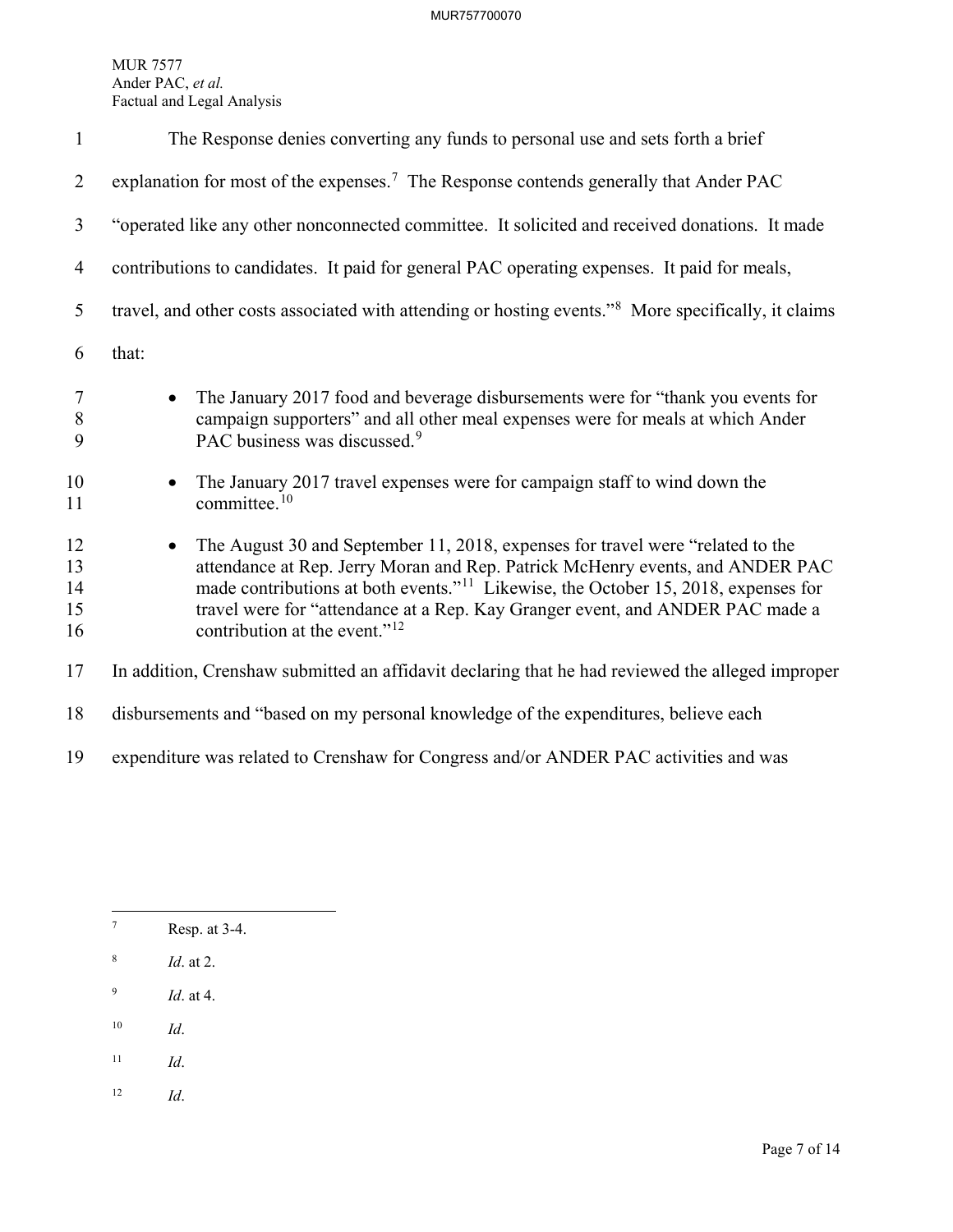The Response denies converting any funds to personal use and sets forth a brief explanation for most of the expenses.[7] The Response contends generally that Ander PAC "operated like any other nonconnected committee. It solicited and received donations. It made contributions to candidates. It paid for general PAC operating expenses. It paid for meals, travel, and other costs associated with attending or hosting events."[8] More specifically, it claims that:

- The January 2017 food and beverage disbursements were for "thank you events for campaign supporters" and all other meal expenses were for meals at which Ander PAC business was discussed.[9]
- The January 2017 travel expenses were for campaign staff to wind down the committee.[10]
- The August 30 and September 11, 2018, expenses for travel were "related to the attendance at Rep. Jerry Moran and Rep. Patrick McHenry events, and ANDER PAC made contributions at both events."[11] Likewise, the October 15, 2018, expenses for travel were for "attendance at a Rep. Kay Granger event, and ANDER PAC made a contribution at the event."[12]

In addition, Crenshaw submitted an affidavit declaring that he had reviewed the alleged improper disbursements and "based on my personal knowledge of the expenditures, believe each expenditure was related to Crenshaw for Congress and/or ANDER PAC activities and was

---

[7] Resp. at 3-4.

[8] *Id*. at 2.

[9] *Id*. at 4.

[10] *Id*.

[11] *Id*.

[12] *Id*.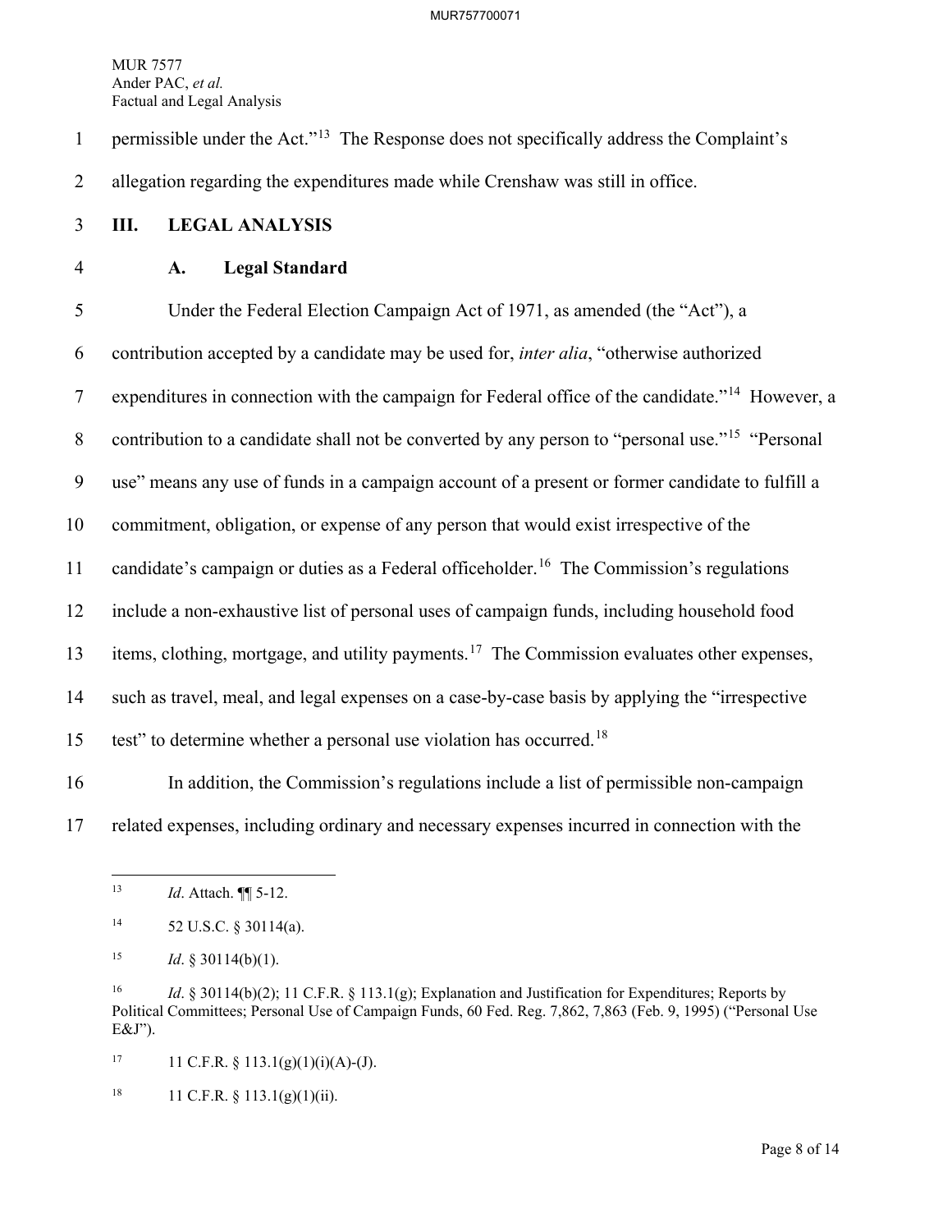permissible under the Act."[13] The Response does not specifically address the Complaint's allegation regarding the expenditures made while Crenshaw was still in office.

## III. LEGAL ANALYSIS

### A. Legal Standard

Under the Federal Election Campaign Act of 1971, as amended (the "Act"), a contribution accepted by a candidate may be used for, *inter alia*, "otherwise authorized expenditures in connection with the campaign for Federal office of the candidate."[14] However, a contribution to a candidate shall not be converted by any person to "personal use."[15] "Personal use" means any use of funds in a campaign account of a present or former candidate to fulfill a commitment, obligation, or expense of any person that would exist irrespective of the candidate's campaign or duties as a Federal officeholder.[16] The Commission's regulations include a non-exhaustive list of personal uses of campaign funds, including household food items, clothing, mortgage, and utility payments.[17] The Commission evaluates other expenses, such as travel, meal, and legal expenses on a case-by-case basis by applying the "irrespective test" to determine whether a personal use violation has occurred.[18]

In addition, the Commission's regulations include a list of permissible non-campaign related expenses, including ordinary and necessary expenses incurred in connection with the

---

[13] *Id*. Attach. ¶¶ 5-12.

[14] 52 U.S.C. § 30114(a).

[15] *Id*. § 30114(b)(1).

[16] *Id*. § 30114(b)(2); 11 C.F.R. § 113.1(g); Explanation and Justification for Expenditures; Reports by Political Committees; Personal Use of Campaign Funds, 60 Fed. Reg. 7,862, 7,863 (Feb. 9, 1995) ("Personal Use E&J").

[17] 11 C.F.R. § 113.1(g)(1)(i)(A)-(J).

[18] 11 C.F.R. § 113.1(g)(1)(ii).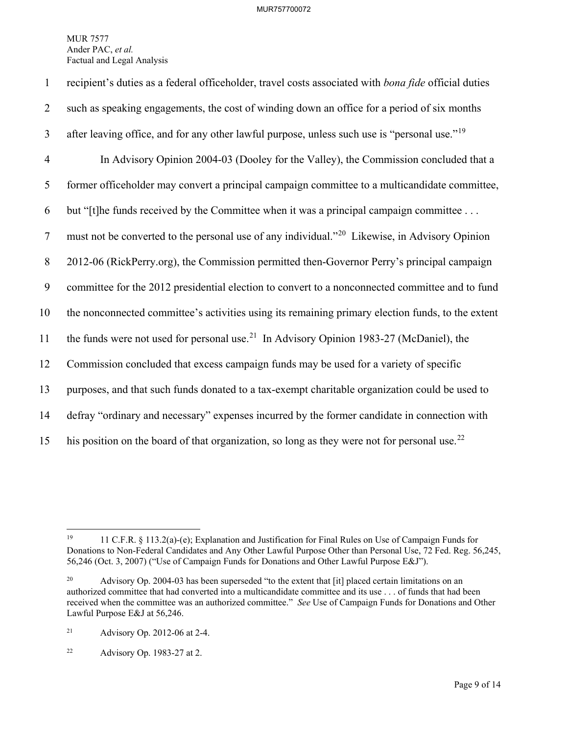recipient's duties as a federal officeholder, travel costs associated with *bona fide* official duties such as speaking engagements, the cost of winding down an office for a period of six months after leaving office, and for any other lawful purpose, unless such use is "personal use."[19]

In Advisory Opinion 2004-03 (Dooley for the Valley), the Commission concluded that a former officeholder may convert a principal campaign committee to a multicandidate committee, but "[t]he funds received by the Committee when it was a principal campaign committee . . . must not be converted to the personal use of any individual."[20] Likewise, in Advisory Opinion 2012-06 (RickPerry.org), the Commission permitted then-Governor Perry's principal campaign committee for the 2012 presidential election to convert to a nonconnected committee and to fund the nonconnected committee's activities using its remaining primary election funds, to the extent the funds were not used for personal use.[21] In Advisory Opinion 1983-27 (McDaniel), the Commission concluded that excess campaign funds may be used for a variety of specific purposes, and that such funds donated to a tax-exempt charitable organization could be used to defray "ordinary and necessary" expenses incurred by the former candidate in connection with his position on the board of that organization, so long as they were not for personal use.[22]

---

[19] 11 C.F.R. § 113.2(a)-(e); Explanation and Justification for Final Rules on Use of Campaign Funds for Donations to Non-Federal Candidates and Any Other Lawful Purpose Other than Personal Use, 72 Fed. Reg. 56,245, 56,246 (Oct. 3, 2007) ("Use of Campaign Funds for Donations and Other Lawful Purpose E&J").

[20] Advisory Op. 2004-03 has been superseded "to the extent that [it] placed certain limitations on an authorized committee that had converted into a multicandidate committee and its use . . . of funds that had been received when the committee was an authorized committee." *See* Use of Campaign Funds for Donations and Other Lawful Purpose E&J at 56,246.

[21] Advisory Op. 2012-06 at 2-4.

[22] Advisory Op. 1983-27 at 2.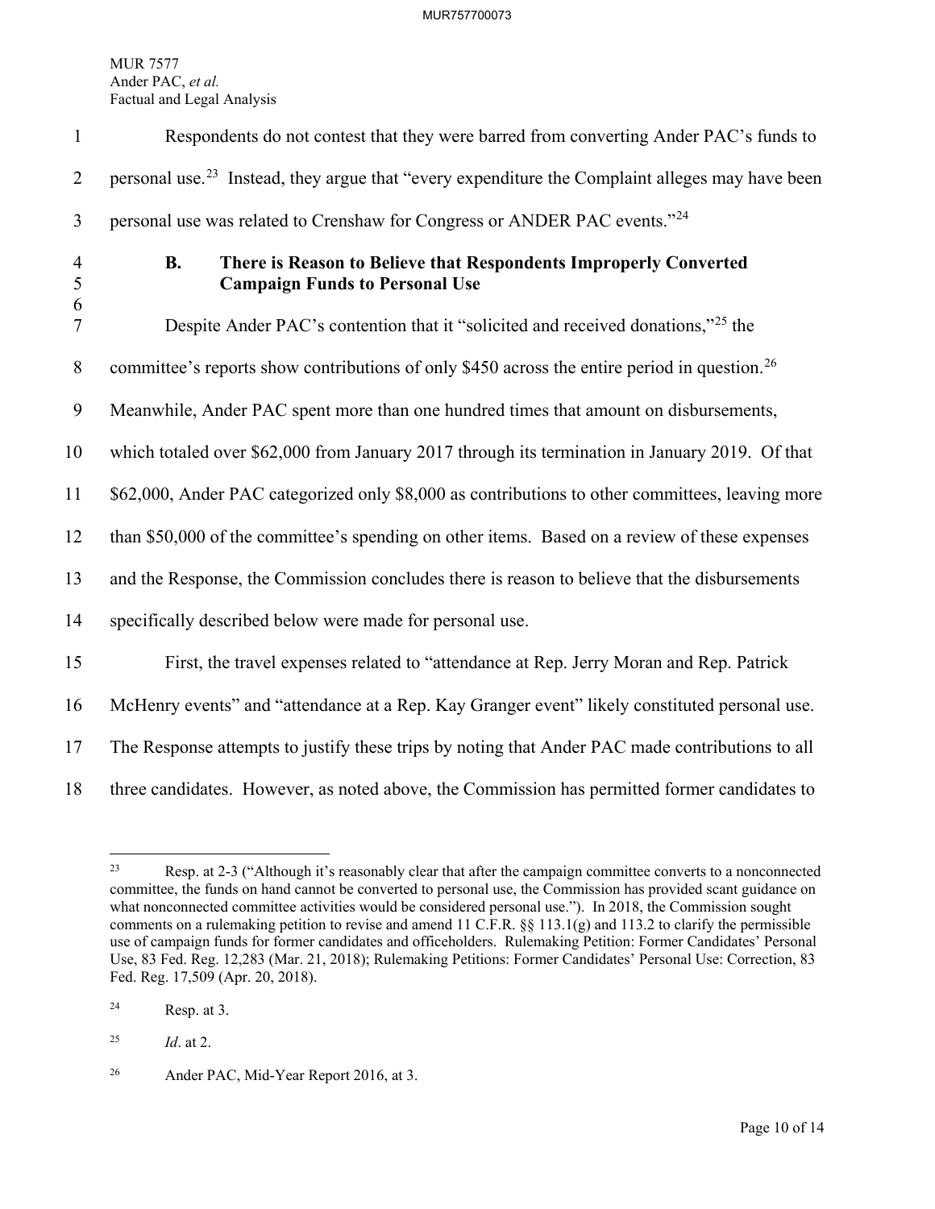Respondents do not contest that they were barred from converting Ander PAC's funds to personal use.[23] Instead, they argue that "every expenditure the Complaint alleges may have been personal use was related to Crenshaw for Congress or ANDER PAC events."[24]

### B. There is Reason to Believe that Respondents Improperly Converted Campaign Funds to Personal Use

Despite Ander PAC's contention that it "solicited and received donations,"[25] the committee's reports show contributions of only $450 across the entire period in question.[26] Meanwhile, Ander PAC spent more than one hundred times that amount on disbursements, which totaled over $62,000 from January 2017 through its termination in January 2019. Of that $62,000, Ander PAC categorized only $8,000 as contributions to other committees, leaving more than $50,000 of the committee's spending on other items. Based on a review of these expenses and the Response, the Commission concludes there is reason to believe that the disbursements specifically described below were made for personal use.

First, the travel expenses related to "attendance at Rep. Jerry Moran and Rep. Patrick McHenry events" and "attendance at a Rep. Kay Granger event" likely constituted personal use. The Response attempts to justify these trips by noting that Ander PAC made contributions to all three candidates. However, as noted above, the Commission has permitted former candidates to

---

[23] Resp. at 2-3 ("Although it's reasonably clear that after the campaign committee converts to a nonconnected committee, the funds on hand cannot be converted to personal use, the Commission has provided scant guidance on what nonconnected committee activities would be considered personal use."). In 2018, the Commission sought comments on a rulemaking petition to revise and amend 11 C.F.R. §§ 113.1(g) and 113.2 to clarify the permissible use of campaign funds for former candidates and officeholders. Rulemaking Petition: Former Candidates' Personal Use, 83 Fed. Reg. 12,283 (Mar. 21, 2018); Rulemaking Petitions: Former Candidates' Personal Use: Correction, 83 Fed. Reg. 17,509 (Apr. 20, 2018).

[24] Resp. at 3.

[25] *Id*. at 2.

[26] Ander PAC, Mid-Year Report 2016, at 3.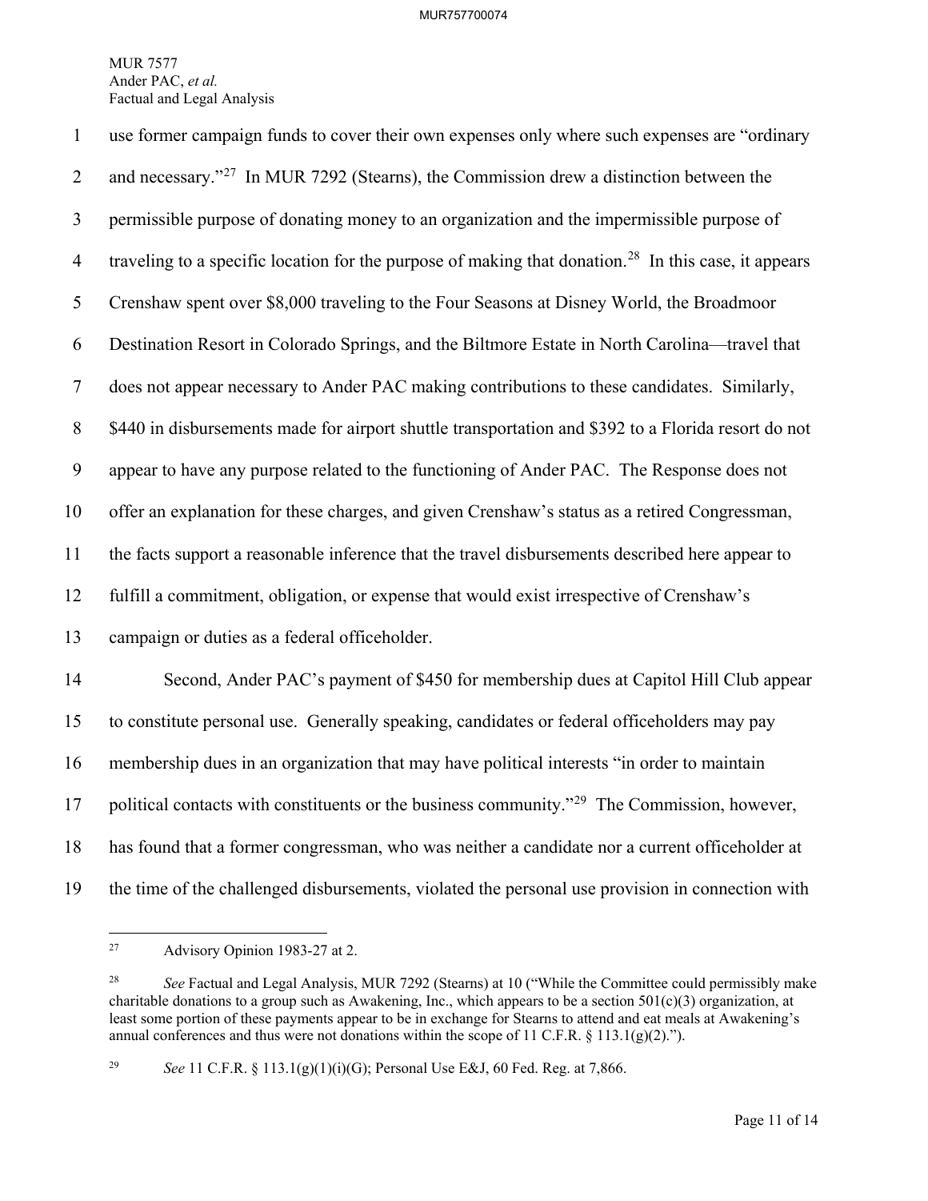use former campaign funds to cover their own expenses only where such expenses are "ordinary and necessary."[27] In MUR 7292 (Stearns), the Commission drew a distinction between the permissible purpose of donating money to an organization and the impermissible purpose of traveling to a specific location for the purpose of making that donation.[28] In this case, it appears Crenshaw spent over $8,000 traveling to the Four Seasons at Disney World, the Broadmoor Destination Resort in Colorado Springs, and the Biltmore Estate in North Carolina—travel that does not appear necessary to Ander PAC making contributions to these candidates. Similarly, $440 in disbursements made for airport shuttle transportation and $392 to a Florida resort do not appear to have any purpose related to the functioning of Ander PAC. The Response does not offer an explanation for these charges, and given Crenshaw's status as a retired Congressman, the facts support a reasonable inference that the travel disbursements described here appear to fulfill a commitment, obligation, or expense that would exist irrespective of Crenshaw's campaign or duties as a federal officeholder.

Second, Ander PAC's payment of $450 for membership dues at Capitol Hill Club appear to constitute personal use. Generally speaking, candidates or federal officeholders may pay membership dues in an organization that may have political interests "in order to maintain political contacts with constituents or the business community."[29] The Commission, however, has found that a former congressman, who was neither a candidate nor a current officeholder at the time of the challenged disbursements, violated the personal use provision in connection with

---

[27] Advisory Opinion 1983-27 at 2.

[28] *See* Factual and Legal Analysis, MUR 7292 (Stearns) at 10 ("While the Committee could permissibly make charitable donations to a group such as Awakening, Inc., which appears to be a section 501(c)(3) organization, at least some portion of these payments appear to be in exchange for Stearns to attend and eat meals at Awakening's annual conferences and thus were not donations within the scope of 11 C.F.R. § 113.1(g)(2).").

[29] *See* 11 C.F.R. § 113.1(g)(1)(i)(G); Personal Use E&J, 60 Fed. Reg. at 7,866.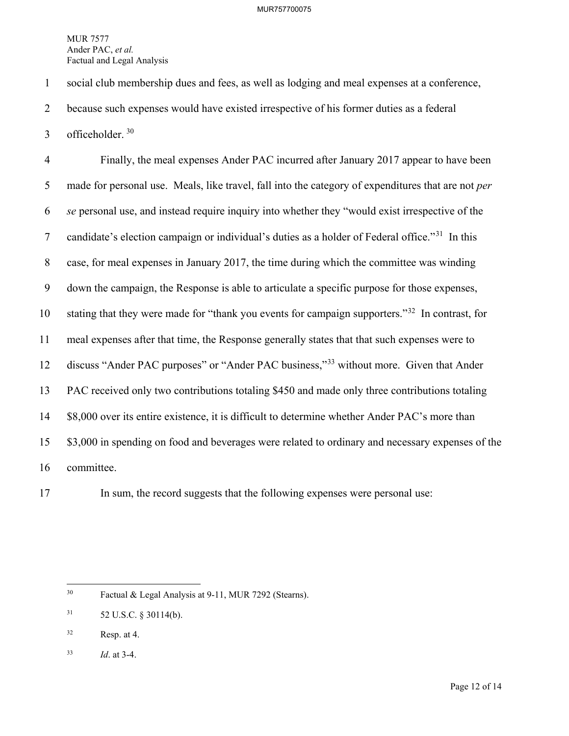social club membership dues and fees, as well as lodging and meal expenses at a conference, because such expenses would have existed irrespective of his former duties as a federal officeholder.[30]

Finally, the meal expenses Ander PAC incurred after January 2017 appear to have been made for personal use. Meals, like travel, fall into the category of expenditures that are not *per se* personal use, and instead require inquiry into whether they "would exist irrespective of the candidate's election campaign or individual's duties as a holder of Federal office."[31] In this case, for meal expenses in January 2017, the time during which the committee was winding down the campaign, the Response is able to articulate a specific purpose for those expenses, stating that they were made for "thank you events for campaign supporters."[32] In contrast, for meal expenses after that time, the Response generally states that that such expenses were to discuss "Ander PAC purposes" or "Ander PAC business,"[33] without more. Given that Ander PAC received only two contributions totaling $450 and made only three contributions totaling $8,000 over its entire existence, it is difficult to determine whether Ander PAC's more than $3,000 in spending on food and beverages were related to ordinary and necessary expenses of the committee.

In sum, the record suggests that the following expenses were personal use:

---

[30] Factual & Legal Analysis at 9-11, MUR 7292 (Stearns).

[31] 52 U.S.C. § 30114(b).

[32] Resp. at 4.

[33] *Id*. at 3-4.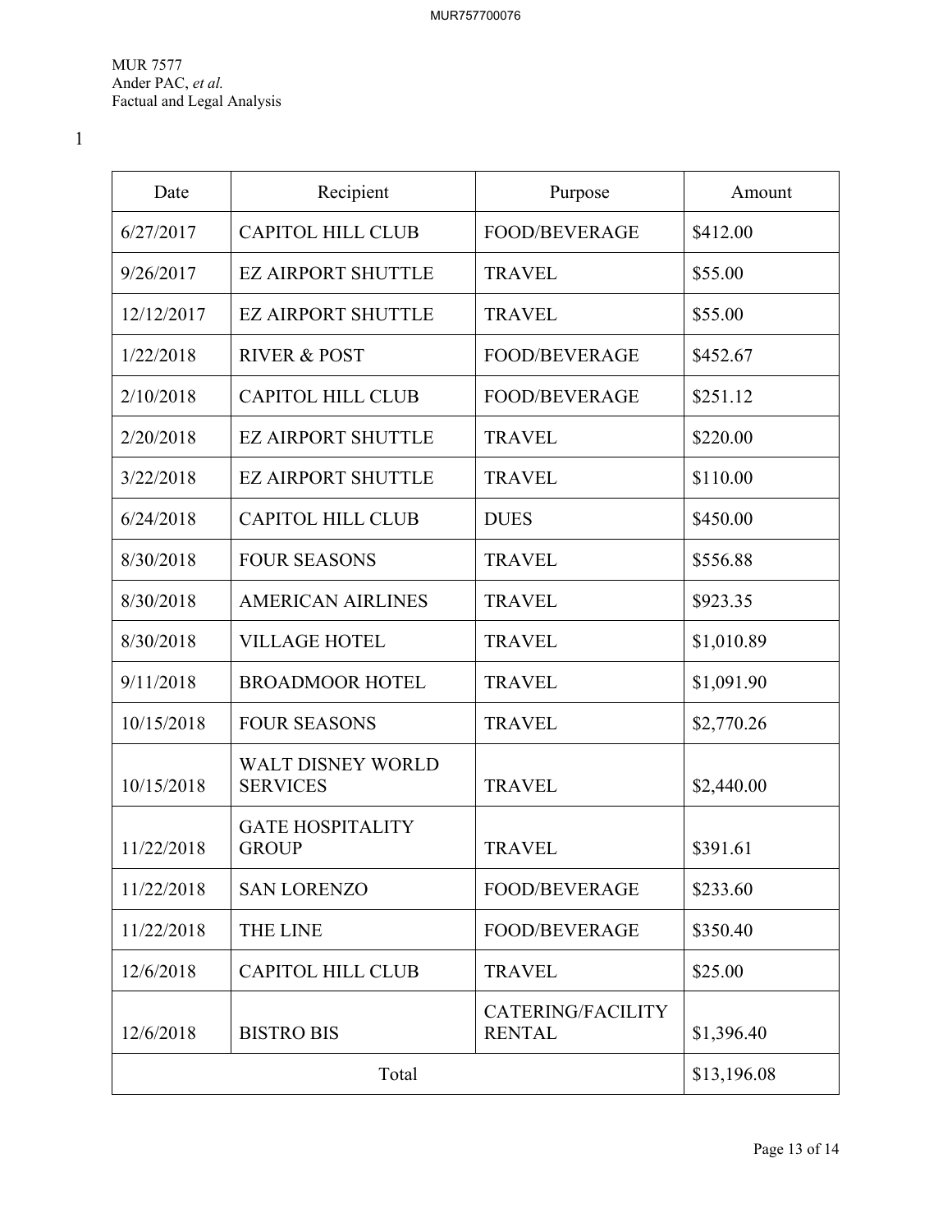| Date | Recipient | Purpose | Amount |
| --- | --- | --- | --- |
| 6/27/2017 | CAPITOL HILL CLUB | FOOD/BEVERAGE | $412.00 |
| 9/26/2017 | EZ AIRPORT SHUTTLE | TRAVEL | $55.00 |
| 12/12/2017 | EZ AIRPORT SHUTTLE | TRAVEL | $55.00 |
| 1/22/2018 | RIVER & POST | FOOD/BEVERAGE | $452.67 |
| 2/10/2018 | CAPITOL HILL CLUB | FOOD/BEVERAGE | $251.12 |
| 2/20/2018 | EZ AIRPORT SHUTTLE | TRAVEL | $220.00 |
| 3/22/2018 | EZ AIRPORT SHUTTLE | TRAVEL | $110.00 |
| 6/24/2018 | CAPITOL HILL CLUB | DUES | $450.00 |
| 8/30/2018 | FOUR SEASONS | TRAVEL | $556.88 |
| 8/30/2018 | AMERICAN AIRLINES | TRAVEL | $923.35 |
| 8/30/2018 | VILLAGE HOTEL | TRAVEL | $1,010.89 |
| 9/11/2018 | BROADMOOR HOTEL | TRAVEL | $1,091.90 |
| 10/15/2018 | FOUR SEASONS | TRAVEL | $2,770.26 |
| 10/15/2018 | WALT DISNEY WORLD SERVICES | TRAVEL | $2,440.00 |
| 11/22/2018 | GATE HOSPITALITY GROUP | TRAVEL | $391.61 |
| 11/22/2018 | SAN LORENZO | FOOD/BEVERAGE | $233.60 |
| 11/22/2018 | THE LINE | FOOD/BEVERAGE | $350.40 |
| 12/6/2018 | CAPITOL HILL CLUB | TRAVEL | $25.00 |
| 12/6/2018 | BISTRO BIS | CATERING/FACILITY RENTAL | $1,396.40 |
| Total | | | $13,196.08 |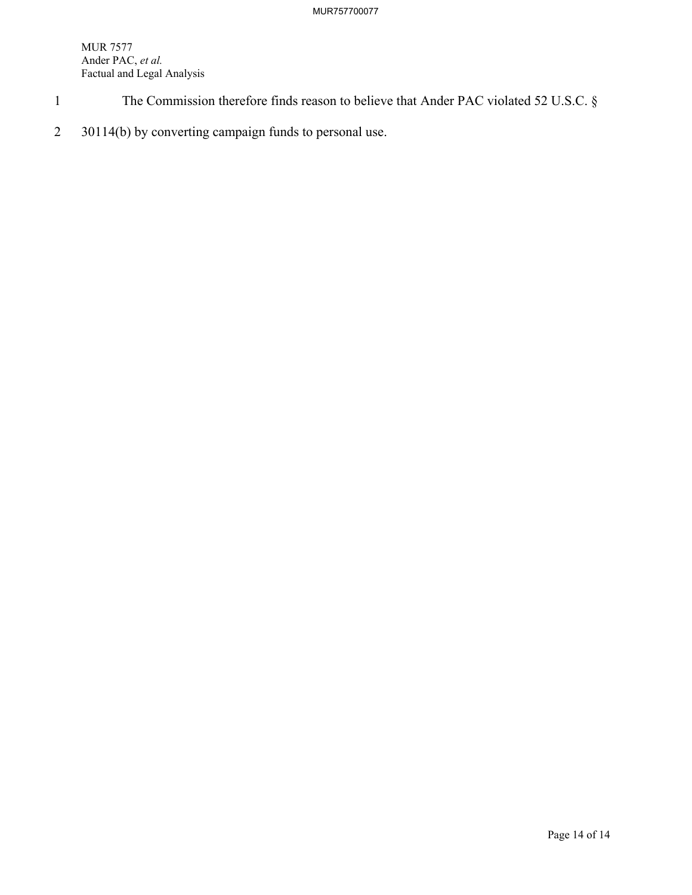The Commission therefore finds reason to believe that Ander PAC violated 52 U.S.C. § 30114(b) by converting campaign funds to personal use.